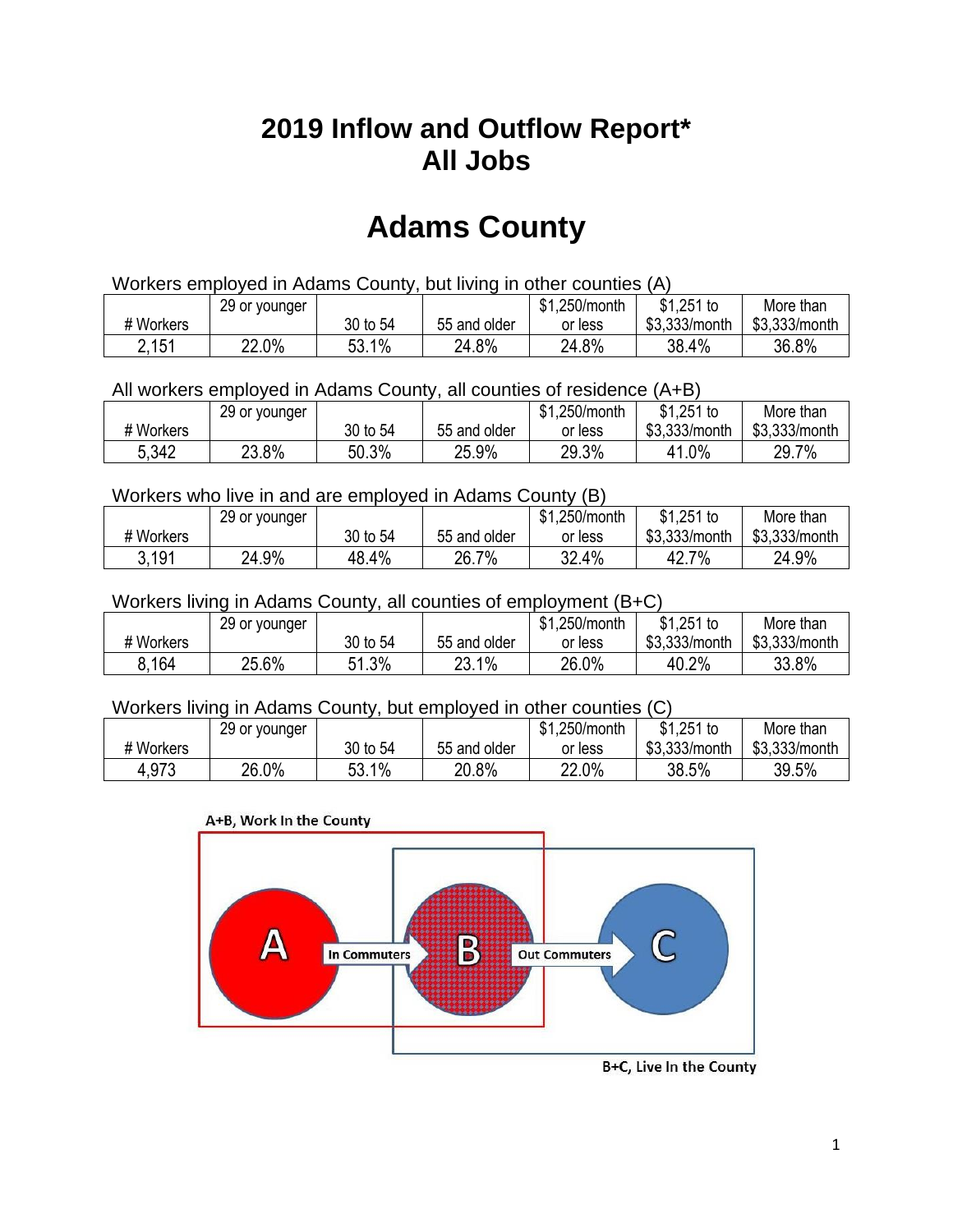# 2019 Inflow and Outflow Report*
# All Jobs

# Adams County

Workers employed in Adams County, but living in other counties (A)

| # Workers | 29 or younger | 30 to 54 | 55 and older | $1,250/month or less | $1,251 to $3,333/month | More than $3,333/month |
|---|---|---|---|---|---|---|
| 2,151 | 22.0% | 53.1% | 24.8% | 24.8% | 38.4% | 36.8% |

All workers employed in Adams County, all counties of residence (A+B)

| # Workers | 29 or younger | 30 to 54 | 55 and older | $1,250/month or less | $1,251 to $3,333/month | More than $3,333/month |
|---|---|---|---|---|---|---|
| 5,342 | 23.8% | 50.3% | 25.9% | 29.3% | 41.0% | 29.7% |

Workers who live in and are employed in Adams County (B)

| # Workers | 29 or younger | 30 to 54 | 55 and older | $1,250/month or less | $1,251 to $3,333/month | More than $3,333/month |
|---|---|---|---|---|---|---|
| 3,191 | 24.9% | 48.4% | 26.7% | 32.4% | 42.7% | 24.9% |

Workers living in Adams County, all counties of employment (B+C)

| # Workers | 29 or younger | 30 to 54 | 55 and older | $1,250/month or less | $1,251 to $3,333/month | More than $3,333/month |
|---|---|---|---|---|---|---|
| 8,164 | 25.6% | 51.3% | 23.1% | 26.0% | 40.2% | 33.8% |

Workers living in Adams County, but employed in other counties (C)

| # Workers | 29 or younger | 30 to 54 | 55 and older | $1,250/month or less | $1,251 to $3,333/month | More than $3,333/month |
|---|---|---|---|---|---|---|
| 4,973 | 26.0% | 53.1% | 20.8% | 22.0% | 38.5% | 39.5% |

A+B, Work In the County

A — In Commuters → B — Out Commuters → C

B+C, Live In the County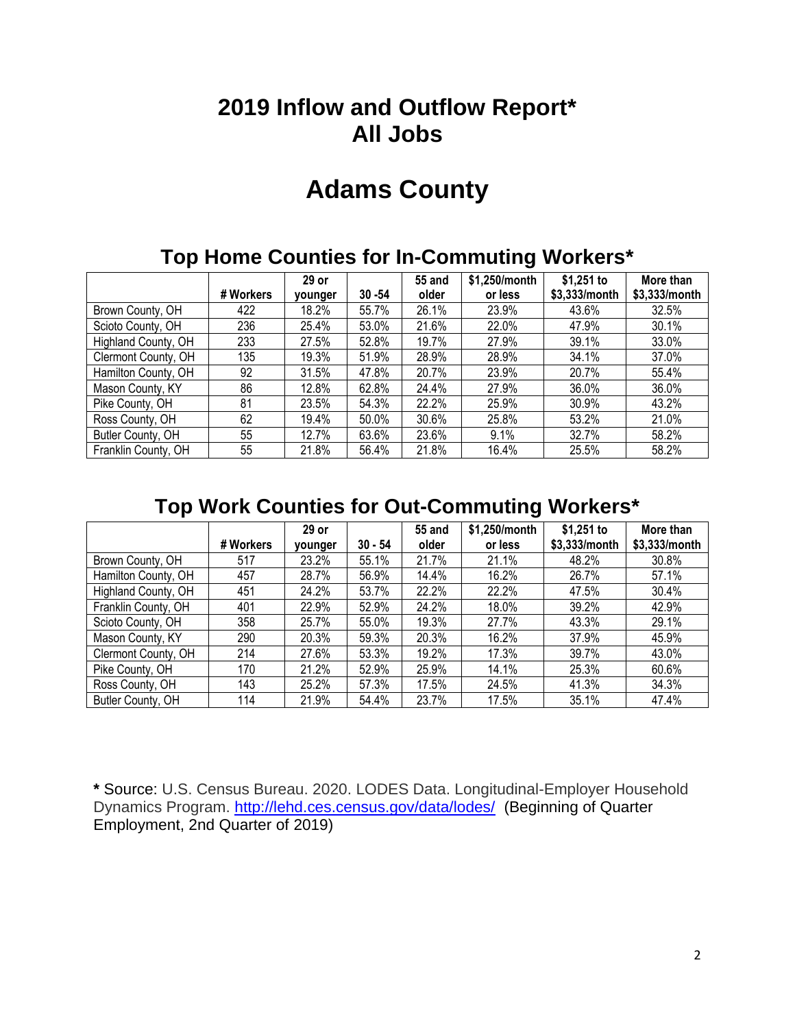# 2019 Inflow and Outflow Report*
# All Jobs

# Adams County

## Top Home Counties for In-Commuting Workers*

| | # Workers | 29 or younger | 30 -54 | 55 and older | $1,250/month or less | $1,251 to $3,333/month | More than $3,333/month |
|---|---|---|---|---|---|---|---|
| Brown County, OH | 422 | 18.2% | 55.7% | 26.1% | 23.9% | 43.6% | 32.5% |
| Scioto County, OH | 236 | 25.4% | 53.0% | 21.6% | 22.0% | 47.9% | 30.1% |
| Highland County, OH | 233 | 27.5% | 52.8% | 19.7% | 27.9% | 39.1% | 33.0% |
| Clermont County, OH | 135 | 19.3% | 51.9% | 28.9% | 28.9% | 34.1% | 37.0% |
| Hamilton County, OH | 92 | 31.5% | 47.8% | 20.7% | 23.9% | 20.7% | 55.4% |
| Mason County, KY | 86 | 12.8% | 62.8% | 24.4% | 27.9% | 36.0% | 36.0% |
| Pike County, OH | 81 | 23.5% | 54.3% | 22.2% | 25.9% | 30.9% | 43.2% |
| Ross County, OH | 62 | 19.4% | 50.0% | 30.6% | 25.8% | 53.2% | 21.0% |
| Butler County, OH | 55 | 12.7% | 63.6% | 23.6% | 9.1% | 32.7% | 58.2% |
| Franklin County, OH | 55 | 21.8% | 56.4% | 21.8% | 16.4% | 25.5% | 58.2% |

## Top Work Counties for Out-Commuting Workers*

| | # Workers | 29 or younger | 30 - 54 | 55 and older | $1,250/month or less | $1,251 to $3,333/month | More than $3,333/month |
|---|---|---|---|---|---|---|---|
| Brown County, OH | 517 | 23.2% | 55.1% | 21.7% | 21.1% | 48.2% | 30.8% |
| Hamilton County, OH | 457 | 28.7% | 56.9% | 14.4% | 16.2% | 26.7% | 57.1% |
| Highland County, OH | 451 | 24.2% | 53.7% | 22.2% | 22.2% | 47.5% | 30.4% |
| Franklin County, OH | 401 | 22.9% | 52.9% | 24.2% | 18.0% | 39.2% | 42.9% |
| Scioto County, OH | 358 | 25.7% | 55.0% | 19.3% | 27.7% | 43.3% | 29.1% |
| Mason County, KY | 290 | 20.3% | 59.3% | 20.3% | 16.2% | 37.9% | 45.9% |
| Clermont County, OH | 214 | 27.6% | 53.3% | 19.2% | 17.3% | 39.7% | 43.0% |
| Pike County, OH | 170 | 21.2% | 52.9% | 25.9% | 14.1% | 25.3% | 60.6% |
| Ross County, OH | 143 | 25.2% | 57.3% | 17.5% | 24.5% | 41.3% | 34.3% |
| Butler County, OH | 114 | 21.9% | 54.4% | 23.7% | 17.5% | 35.1% | 47.4% |

* Source: U.S. Census Bureau. 2020. LODES Data. Longitudinal-Employer Household Dynamics Program. http://lehd.ces.census.gov/data/lodes/ (Beginning of Quarter Employment, 2nd Quarter of 2019)